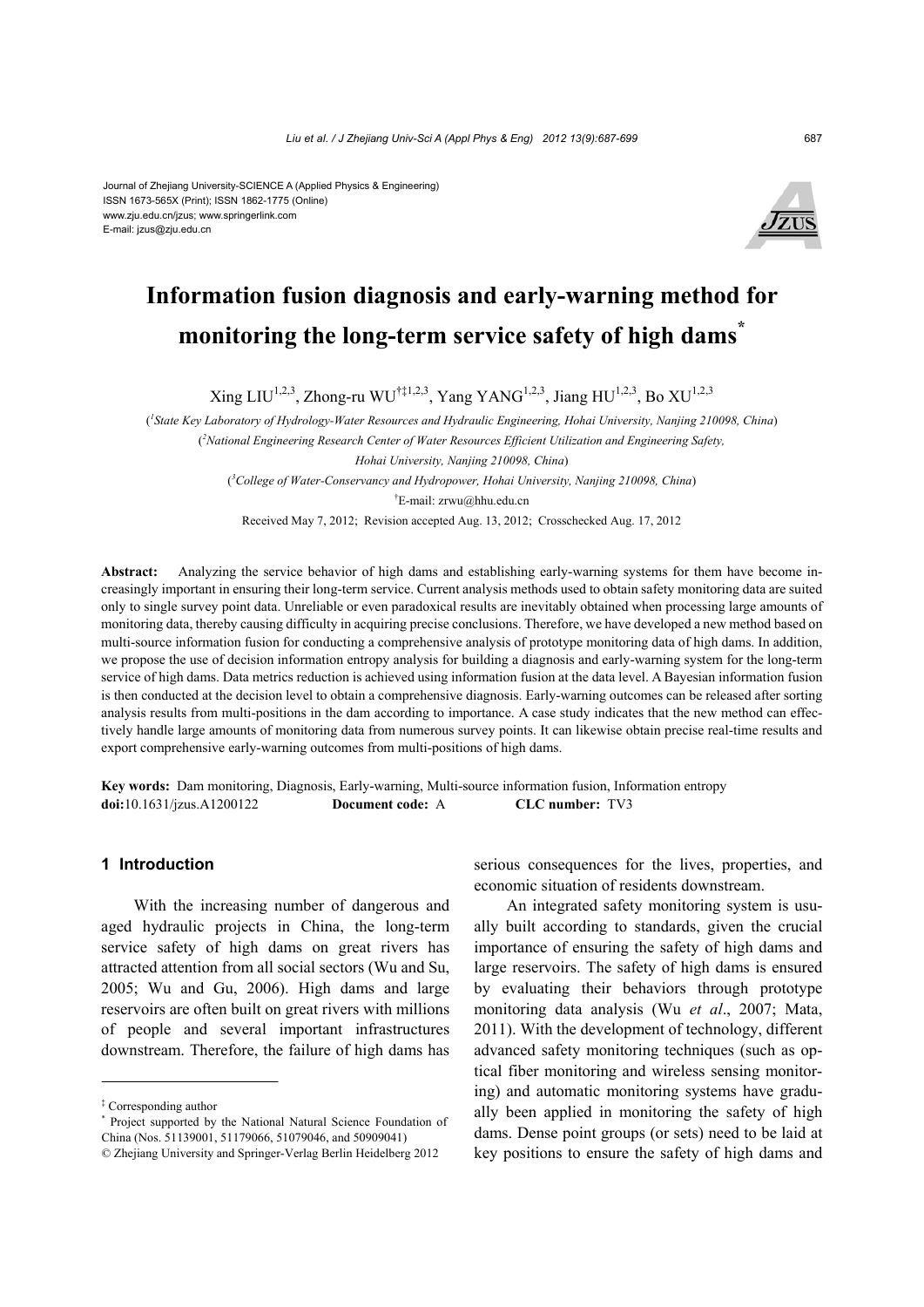Journal of Zhejiang University-SCIENCE A (Applied Physics & Engineering)
ISSN 1673-565X (Print); ISSN 1862-1775 (Online)
www.zju.edu.cn/jzus; www.springerlink.com
E-mail: jzus@zju.edu.cn

# Information fusion diagnosis and early-warning method for monitoring the long-term service safety of high dams*

Xing LIU[1,2,3], Zhong-ru WU[†‡1,2,3], Yang YANG[1,2,3], Jiang HU[1,2,3], Bo XU[1,2,3]

([1]*State Key Laboratory of Hydrology-Water Resources and Hydraulic Engineering, Hohai University, Nanjing 210098, China*)

([2]*National Engineering Research Center of Water Resources Efficient Utilization and Engineering Safety, Hohai University, Nanjing 210098, China*)

([3]*College of Water-Conservancy and Hydropower, Hohai University, Nanjing 210098, China*)

[†]E-mail: zrwu@hhu.edu.cn

Received May 7, 2012; Revision accepted Aug. 13, 2012; Crosschecked Aug. 17, 2012

**Abstract:** Analyzing the service behavior of high dams and establishing early-warning systems for them have become increasingly important in ensuring their long-term service. Current analysis methods used to obtain safety monitoring data are suited only to single survey point data. Unreliable or even paradoxical results are inevitably obtained when processing large amounts of monitoring data, thereby causing difficulty in acquiring precise conclusions. Therefore, we have developed a new method based on multi-source information fusion for conducting a comprehensive analysis of prototype monitoring data of high dams. In addition, we propose the use of decision information entropy analysis for building a diagnosis and early-warning system for the long-term service of high dams. Data metrics reduction is achieved using information fusion at the data level. A Bayesian information fusion is then conducted at the decision level to obtain a comprehensive diagnosis. Early-warning outcomes can be released after sorting analysis results from multi-positions in the dam according to importance. A case study indicates that the new method can effectively handle large amounts of monitoring data from numerous survey points. It can likewise obtain precise real-time results and export comprehensive early-warning outcomes from multi-positions of high dams.

**Key words:** Dam monitoring, Diagnosis, Early-warning, Multi-source information fusion, Information entropy
**doi:**10.1631/jzus.A1200122 **Document code:** A **CLC number:** TV3

## 1 Introduction

With the increasing number of dangerous and aged hydraulic projects in China, the long-term service safety of high dams on great rivers has attracted attention from all social sectors (Wu and Su, 2005; Wu and Gu, 2006). High dams and large reservoirs are often built on great rivers with millions of people and several important infrastructures downstream. Therefore, the failure of high dams has serious consequences for the lives, properties, and economic situation of residents downstream.

An integrated safety monitoring system is usually built according to standards, given the crucial importance of ensuring the safety of high dams and large reservoirs. The safety of high dams is ensured by evaluating their behaviors through prototype monitoring data analysis (Wu *et al*., 2007; Mata, 2011). With the development of technology, different advanced safety monitoring techniques (such as optical fiber monitoring and wireless sensing monitoring) and automatic monitoring systems have gradually been applied in monitoring the safety of high dams. Dense point groups (or sets) need to be laid at key positions to ensure the safety of high dams and

---

‡ Corresponding author

\* Project supported by the National Natural Science Foundation of China (Nos. 51139001, 51179066, 51079046, and 50909041)

© Zhejiang University and Springer-Verlag Berlin Heidelberg 2012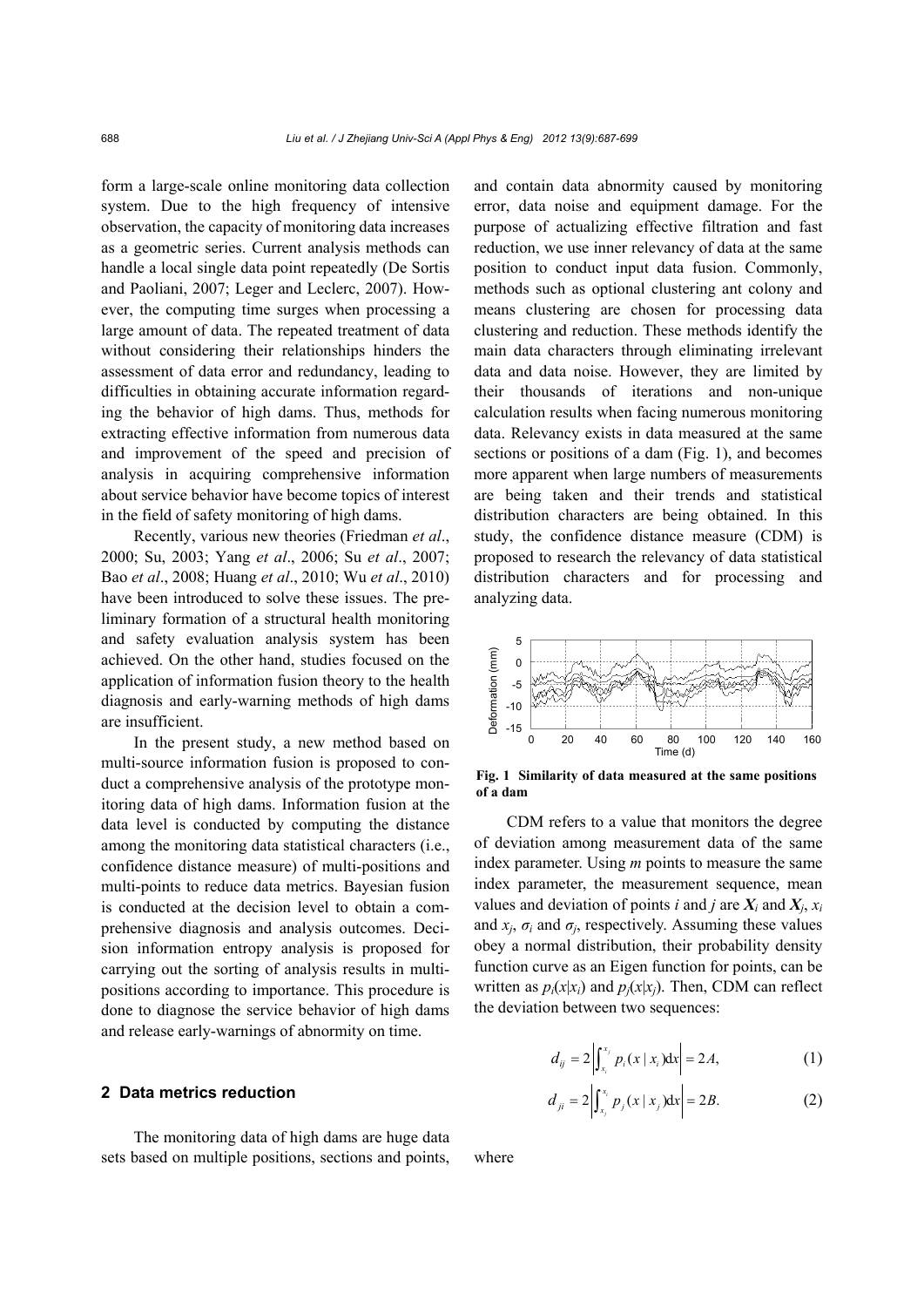form a large-scale online monitoring data collection system. Due to the high frequency of intensive observation, the capacity of monitoring data increases as a geometric series. Current analysis methods can handle a local single data point repeatedly (De Sortis and Paoliani, 2007; Leger and Leclerc, 2007). However, the computing time surges when processing a large amount of data. The repeated treatment of data without considering their relationships hinders the assessment of data error and redundancy, leading to difficulties in obtaining accurate information regarding the behavior of high dams. Thus, methods for extracting effective information from numerous data and improvement of the speed and precision of analysis in acquiring comprehensive information about service behavior have become topics of interest in the field of safety monitoring of high dams.

Recently, various new theories (Friedman *et al*., 2000; Su, 2003; Yang *et al*., 2006; Su *et al*., 2007; Bao *et al*., 2008; Huang *et al*., 2010; Wu *et al*., 2010) have been introduced to solve these issues. The preliminary formation of a structural health monitoring and safety evaluation analysis system has been achieved. On the other hand, studies focused on the application of information fusion theory to the health diagnosis and early-warning methods of high dams are insufficient.

In the present study, a new method based on multi-source information fusion is proposed to conduct a comprehensive analysis of the prototype monitoring data of high dams. Information fusion at the data level is conducted by computing the distance among the monitoring data statistical characters (i.e., confidence distance measure) of multi-positions and multi-points to reduce data metrics. Bayesian fusion is conducted at the decision level to obtain a comprehensive diagnosis and analysis outcomes. Decision information entropy analysis is proposed for carrying out the sorting of analysis results in multi-positions according to importance. This procedure is done to diagnose the service behavior of high dams and release early-warnings of abnormity on time.

## 2 Data metrics reduction

The monitoring data of high dams are huge data sets based on multiple positions, sections and points, and contain data abnormity caused by monitoring error, data noise and equipment damage. For the purpose of actualizing effective filtration and fast reduction, we use inner relevancy of data at the same position to conduct input data fusion. Commonly, methods such as optional clustering ant colony and means clustering are chosen for processing data clustering and reduction. These methods identify the main data characters through eliminating irrelevant data and data noise. However, they are limited by their thousands of iterations and non-unique calculation results when facing numerous monitoring data. Relevancy exists in data measured at the same sections or positions of a dam (Fig. 1), and becomes more apparent when large numbers of measurements are being taken and their trends and statistical distribution characters are being obtained. In this study, the confidence distance measure (CDM) is proposed to research the relevancy of data statistical distribution characters and for processing and analyzing data.

**Fig. 1 Similarity of data measured at the same positions of a dam**

CDM refers to a value that monitors the degree of deviation among measurement data of the same index parameter. Using $m$ points to measure the same index parameter, the measurement sequence, mean values and deviation of points $i$ and $j$ are $\boldsymbol{X}_i$ and $\boldsymbol{X}_j$, $x_i$ and $x_j$, $\sigma_i$ and $\sigma_j$, respectively. Assuming these values obey a normal distribution, their probability density function curve as an Eigen function for points, can be written as $p_i(x|x_i)$ and $p_j(x|x_j)$. Then, CDM can reflect the deviation between two sequences:

$$d_{ij} = 2\left|\int_{x_i}^{x_j} p_i(x \mid x_i)\mathrm{d}x\right| = 2A, \tag{1}$$

$$d_{ji} = 2\left|\int_{x_j}^{x_i} p_j(x \mid x_j)\mathrm{d}x\right| = 2B. \tag{2}$$

where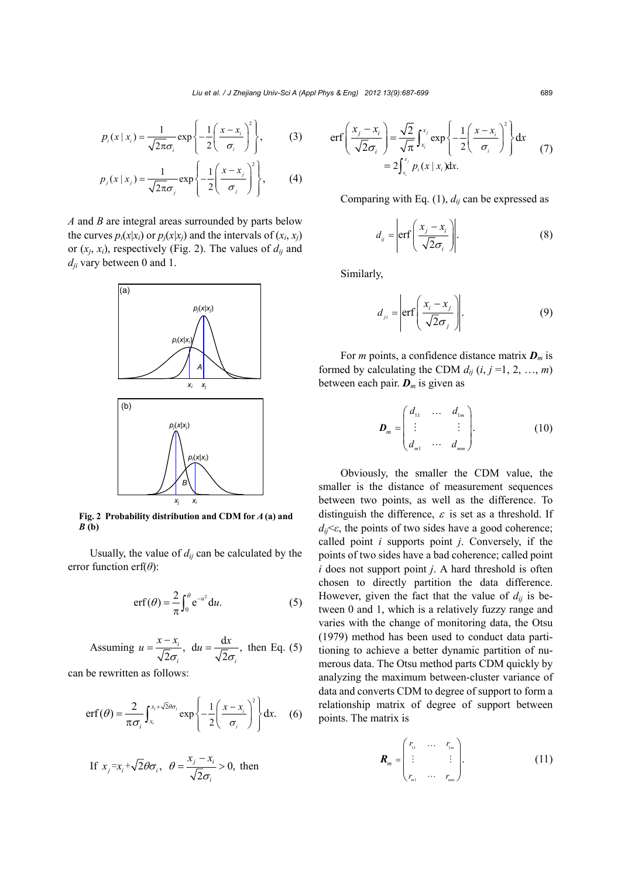$$p_i(x \mid x_i) = \frac{1}{\sqrt{2\pi}\sigma_i} \exp\left\{-\frac{1}{2}\left(\frac{x - x_i}{\sigma_i}\right)^2\right\}, \tag{3}$$

$$p_j(x \mid x_j) = \frac{1}{\sqrt{2\pi}\sigma_j} \exp\left\{-\frac{1}{2}\left(\frac{x - x_j}{\sigma_j}\right)^2\right\}, \tag{4}$$

$A$ and $B$ are integral areas surrounded by parts below the curves $p_i(x|x_i)$ or $p_j(x|x_j)$ and the intervals of $(x_i, x_j)$ or $(x_j, x_i)$, respectively (Fig. 2). The values of $d_{ij}$ and $d_{ji}$ vary between 0 and 1.

**Fig. 2 Probability distribution and CDM for $A$ (a) and $B$ (b)**

Usually, the value of $d_{ij}$ can be calculated by the error function erf($\theta$):

$$\operatorname{erf}(\theta) = \frac{2}{\pi}\int_0^\theta e^{-u^2}\,du. \tag{5}$$

Assuming $u = \frac{x - x_i}{\sqrt{2}\sigma_i}$, $du = \frac{dx}{\sqrt{2}\sigma_i}$, then Eq. (5) can be rewritten as follows:

$$\operatorname{erf}(\theta) = \frac{2}{\pi\sigma_i}\int_{x_i}^{x_i+\sqrt{2}\theta\sigma_i} \exp\left\{-\frac{1}{2}\left(\frac{x - x_i}{\sigma_i}\right)^2\right\}dx. \tag{6}$$

If $x_j = x_i + \sqrt{2}\theta\sigma_i$, $\theta = \frac{x_j - x_i}{\sqrt{2}\sigma_i} > 0$, then

$$\operatorname{erf}\left(\frac{x_j - x_i}{\sqrt{2}\sigma_i}\right) = \frac{\sqrt{2}}{\sqrt{\pi}}\int_{x_i}^{x_j} \exp\left\{-\frac{1}{2}\left(\frac{x - x_i}{\sigma_i}\right)^2\right\}dx = 2\int_{x_i}^{x_j} p_i(x \mid x_i)dx. \tag{7}$$

Comparing with Eq. (1), $d_{ij}$ can be expressed as

$$d_{ij} = \left|\operatorname{erf}\left(\frac{x_j - x_i}{\sqrt{2}\sigma_i}\right)\right|. \tag{8}$$

Similarly,

$$d_{ji} = \left|\operatorname{erf}\left(\frac{x_i - x_j}{\sqrt{2}\sigma_j}\right)\right|. \tag{9}$$

For $m$ points, a confidence distance matrix $\boldsymbol{D}_m$ is formed by calculating the CDM $d_{ij}$ ($i, j = 1, 2, \ldots, m$) between each pair. $\boldsymbol{D}_m$ is given as

$$\boldsymbol{D}_m = \begin{pmatrix} d_{11} & \cdots & d_{1m} \\ \vdots & & \vdots \\ d_{m1} & \cdots & d_{mm} \end{pmatrix}. \tag{10}$$

Obviously, the smaller the CDM value, the smaller is the distance of measurement sequences between two points, as well as the difference. To distinguish the difference, $\varepsilon$ is set as a threshold. If $d_{ij} < \varepsilon$, the points of two sides have a good coherence; called point $i$ supports point $j$. Conversely, if the points of two sides have a bad coherence; called point $i$ does not support point $j$. A hard threshold is often chosen to directly partition the data difference. However, given the fact that the value of $d_{ij}$ is between 0 and 1, which is a relatively fuzzy range and varies with the change of monitoring data, the Otsu (1979) method has been used to conduct data partitioning to achieve a better dynamic partition of numerous data. The Otsu method parts CDM quickly by analyzing the maximum between-cluster variance of data and converts CDM to degree of support to form a relationship matrix of degree of support between points. The matrix is

$$\boldsymbol{R}_m = \begin{pmatrix} r_{11} & \cdots & r_{1m} \\ \vdots & & \vdots \\ r_{m1} & \cdots & r_{mm} \end{pmatrix}. \tag{11}$$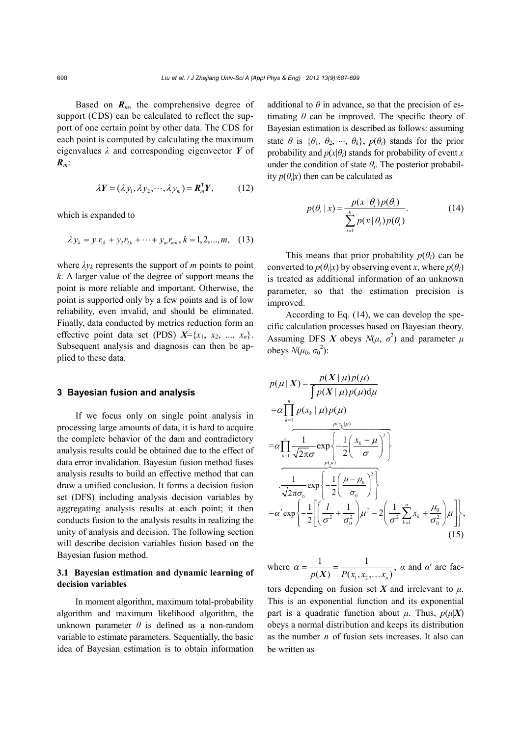Based on $\boldsymbol{R}_m$, the comprehensive degree of support (CDS) can be calculated to reflect the support of one certain point by other data. The CDS for each point is computed by calculating the maximum eigenvalues $\lambda$ and corresponding eigenvector $\boldsymbol{Y}$ of $\boldsymbol{R}_m$:

$$\lambda \boldsymbol{Y} = (\lambda y_1, \lambda y_2, \cdots, \lambda y_m) = \boldsymbol{R}_m^{\mathrm{T}} \boldsymbol{Y}, \tag{12}$$

which is expanded to

$$\lambda y_k = y_1 r_{1k} + y_2 r_{2k} + \cdots + y_m r_{mk},\ k = 1, 2, ..., m, \tag{13}$$

where $\lambda y_k$ represents the support of $m$ points to point $k$. A larger value of the degree of support means the point is more reliable and important. Otherwise, the point is supported only by a few points and is of low reliability, even invalid, and should be eliminated. Finally, data conducted by metrics reduction form an effective point data set (PDS) $\boldsymbol{X}=\{x_1, x_2, ..., x_n\}$. Subsequent analysis and diagnosis can then be applied to these data.

## 3 Bayesian fusion and analysis

If we focus only on single point analysis in processing large amounts of data, it is hard to acquire the complete behavior of the dam and contradictory analysis results could be obtained due to the effect of data error invalidation. Bayesian fusion method fuses analysis results to build an effective method that can draw a unified conclusion. It forms a decision fusion set (DFS) including analysis decision variables by aggregating analysis results at each point; it then conducts fusion to the analysis results in realizing the unity of analysis and decision. The following section will describe decision variables fusion based on the Bayesian fusion method.

### 3.1 Bayesian estimation and dynamic learning of decision variables

In moment algorithm, maximum total-probability algorithm and maximum likelihood algorithm, the unknown parameter $\theta$ is defined as a non-random variable to estimate parameters. Sequentially, the basic idea of Bayesian estimation is to obtain information additional to $\theta$ in advance, so that the precision of estimating $\theta$ can be improved. The specific theory of Bayesian estimation is described as follows: assuming state $\theta$ is $\{\theta_1, \theta_2, \cdots, \theta_k\}$, $p(\theta_i)$ stands for the prior probability and $p(x|\theta_i)$ stands for probability of event $x$ under the condition of state $\theta_i$. The posterior probability $p(\theta_i|x)$ then can be calculated as

$$p(\theta_i \mid x) = \frac{p(x \mid \theta_i) p(\theta_i)}{\sum_{i=1}^{k} p(x \mid \theta_i) p(\theta_i)}. \tag{14}$$

This means that prior probability $p(\theta_i)$ can be converted to $p(\theta_i|x)$ by observing event $x$, where $p(\theta_i)$ is treated as additional information of an unknown parameter, so that the estimation precision is improved.

According to Eq. (14), we can develop the specific calculation processes based on Bayesian theory. Assuming DFS $\boldsymbol{X}$ obeys $N(\mu, \sigma^2)$ and parameter $\mu$ obeys $N(\mu_0, \sigma_0^2)$:

$$\begin{aligned}
p(\mu \mid \boldsymbol{X}) &= \frac{p(\boldsymbol{X} \mid \mu) p(\mu)}{\int p(\boldsymbol{X} \mid \mu) p(\mu) \mathrm{d}\mu} \\
&= \alpha \prod_{k=1}^{n} p(x_k \mid \mu) p(\mu) \\
&= \alpha \prod_{k=1}^{n} \overbrace{\frac{1}{\sqrt{2\pi}\sigma} \exp\left\{-\frac{1}{2}\left(\frac{x_k - \mu}{\sigma}\right)^2\right\}}^{p(x_k|\mu)} \\
&\quad \cdot \overbrace{\frac{1}{\sqrt{2\pi}\sigma_0} \exp\left\{-\frac{1}{2}\left(\frac{\mu - \mu_0}{\sigma_0}\right)^2\right\}}^{p(\mu)} \\
&= \alpha' \exp\left\{-\frac{1}{2}\left[\left(\frac{l}{\sigma^2} + \frac{1}{\sigma_0^2}\right)\mu^2 - 2\left(\frac{1}{\sigma^2}\sum_{k=1}^{n} x_k + \frac{\mu_0}{\sigma_0^2}\right)\mu\right]\right\},
\end{aligned} \tag{15}$$

where $\alpha = \dfrac{1}{p(\boldsymbol{X})} = \dfrac{1}{P(x_1, x_2, \ldots x_n)}$, $\alpha$ and $\alpha'$ are factors depending on fusion set $\boldsymbol{X}$ and irrelevant to $\mu$. This is an exponential function and its exponential part is a quadratic function about $\mu$. Thus, $p(\mu|\boldsymbol{X})$ obeys a normal distribution and keeps its distribution as the number $n$ of fusion sets increases. It also can be written as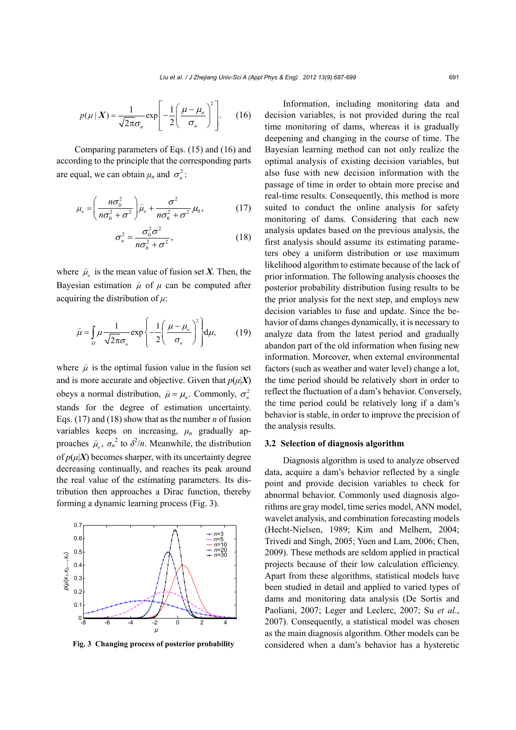$$p(\mu \mid \boldsymbol{X}) = \frac{1}{\sqrt{2\pi}\sigma_n} \exp\left[-\frac{1}{2}\left(\frac{\mu - \mu_n}{\sigma_n}\right)^2\right]. \tag{16}$$

Comparing parameters of Eqs. (15) and (16) and according to the principle that the corresponding parts are equal, we can obtain $\mu_n$ and $\sigma_n^2$:

$$\mu_n = \left(\frac{n\sigma_0^2}{n\sigma_0^2 + \sigma^2}\right)\bar{\mu}_n + \frac{\sigma^2}{n\sigma_0^2 + \sigma^2}\mu_0, \tag{17}$$

$$\sigma_n^2 = \frac{\sigma_0^2\sigma^2}{n\sigma_0^2 + \sigma^2}, \tag{18}$$

where $\bar{\mu}_n$ is the mean value of fusion set $\boldsymbol{X}$. Then, the Bayesian estimation $\bar{\mu}$ of $\mu$ can be computed after acquiring the distribution of $\mu$:

$$\bar{\mu} = \int_{\Omega} \mu \frac{1}{\sqrt{2\pi}\sigma_n} \exp\left\{-\frac{1}{2}\left(\frac{\mu - \mu_n}{\sigma_n}\right)^2\right\} \mathrm{d}\mu, \tag{19}$$

where $\bar{\mu}$ is the optimal fusion value in the fusion set and is more accurate and objective. Given that $p(\mu|\boldsymbol{X})$ obeys a normal distribution, $\bar{\mu} = \mu_n$. Commonly, $\sigma_n^2$ stands for the degree of estimation uncertainty. Eqs. (17) and (18) show that as the number $n$ of fusion variables keeps on increasing, $\mu_n$ gradually approaches $\bar{\mu}_n$, $\sigma_n^2$ to $\delta^2/n$. Meanwhile, the distribution of $p(\mu|\boldsymbol{X})$ becomes sharper, with its uncertainty degree decreasing continually, and reaches its peak around the real value of the estimating parameters. Its distribution then approaches a Dirac function, thereby forming a dynamic learning process (Fig. 3).

**Fig. 3 Changing process of posterior probability**

Information, including monitoring data and decision variables, is not provided during the real time monitoring of dams, whereas it is gradually deepening and changing in the course of time. The Bayesian learning method can not only realize the optimal analysis of existing decision variables, but also fuse with new decision information with the passage of time in order to obtain more precise and real-time results. Consequently, this method is more suited to conduct the online analysis for safety monitoring of dams. Considering that each new analysis updates based on the previous analysis, the first analysis should assume its estimating parameters obey a uniform distribution or use maximum likelihood algorithm to estimate because of the lack of prior information. The following analysis chooses the posterior probability distribution fusing results to be the prior analysis for the next step, and employs new decision variables to fuse and update. Since the behavior of dams changes dynamically, it is necessary to analyze data from the latest period and gradually abandon part of the old information when fusing new information. Moreover, when external environmental factors (such as weather and water level) change a lot, the time period should be relatively short in order to reflect the fluctuation of a dam's behavior. Conversely, the time period could be relatively long if a dam's behavior is stable, in order to improve the precision of the analysis results.

### 3.2 Selection of diagnosis algorithm

Diagnosis algorithm is used to analyze observed data, acquire a dam's behavior reflected by a single point and provide decision variables to check for abnormal behavior. Commonly used diagnosis algorithms are gray model, time series model, ANN model, wavelet analysis, and combination forecasting models (Hecht-Nielsen, 1989; Kim and Melhem, 2004; Trivedi and Singh, 2005; Yuen and Lam, 2006; Chen, 2009). These methods are seldom applied in practical projects because of their low calculation efficiency. Apart from these algorithms, statistical models have been studied in detail and applied to varied types of dams and monitoring data analysis (De Sortis and Paoliani, 2007; Leger and Leclerc, 2007; Su *et al*., 2007). Consequently, a statistical model was chosen as the main diagnosis algorithm. Other models can be considered when a dam's behavior has a hysteretic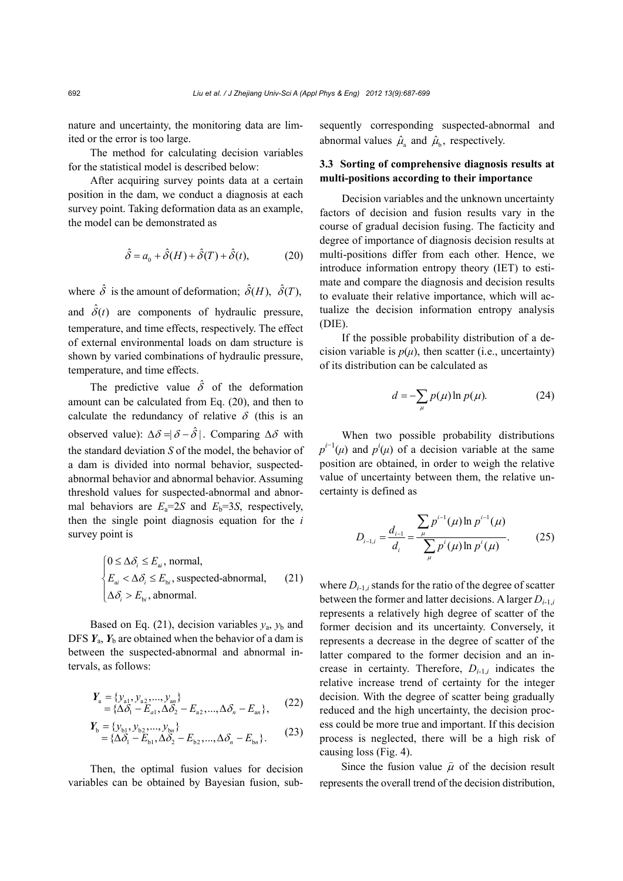nature and uncertainty, the monitoring data are limited or the error is too large.

The method for calculating decision variables for the statistical model is described below:

After acquiring survey points data at a certain position in the dam, we conduct a diagnosis at each survey point. Taking deformation data as an example, the model can be demonstrated as

$$\hat{\delta} = a_0 + \hat{\delta}(H) + \hat{\delta}(T) + \hat{\delta}(t), \tag{20}$$

where $\hat{\delta}$ is the amount of deformation; $\hat{\delta}(H)$, $\hat{\delta}(T)$, and $\hat{\delta}(t)$ are components of hydraulic pressure, temperature, and time effects, respectively. The effect of external environmental loads on dam structure is shown by varied combinations of hydraulic pressure, temperature, and time effects.

The predictive value $\hat{\delta}$ of the deformation amount can be calculated from Eq. (20), and then to calculate the redundancy of relative $\delta$ (this is an observed value): $\Delta\delta = |\delta - \hat{\delta}|$. Comparing $\Delta\delta$ with the standard deviation $S$ of the model, the behavior of a dam is divided into normal behavior, suspected-abnormal behavior and abnormal behavior. Assuming threshold values for suspected-abnormal and abnormal behaviors are $E_a=2S$ and $E_b=3S$, respectively, then the single point diagnosis equation for the $i$ survey point is

$$\begin{cases} 0 \le \Delta\delta_i \le E_{ai}, \text{ normal}, \\ E_{ai} < \Delta\delta_i \le E_{bi}, \text{ suspected-abnormal}, \\ \Delta\delta_i > E_{bi}, \text{ abnormal}. \end{cases} \tag{21}$$

Based on Eq. (21), decision variables $y_a$, $y_b$ and DFS $\boldsymbol{Y}_a$, $\boldsymbol{Y}_b$ are obtained when the behavior of a dam is between the suspected-abnormal and abnormal intervals, as follows:

$$\begin{aligned} \boldsymbol{Y}_a &= \{y_{a1}, y_{a2}, ..., y_{an}\} \\ &= \{\Delta\delta_1 - E_{a1}, \Delta\delta_2 - E_{a2}, ..., \Delta\delta_n - E_{an}\}, \end{aligned} \tag{22}$$

$$\begin{aligned} \boldsymbol{Y}_b &= \{y_{b1}, y_{b2}, ..., y_{bn}\} \\ &= \{\Delta\delta_1 - E_{b1}, \Delta\delta_2 - E_{b2}, ..., \Delta\delta_n - E_{bn}\}. \end{aligned} \tag{23}$$

Then, the optimal fusion values for decision variables can be obtained by Bayesian fusion, subsequently corresponding suspected-abnormal and abnormal values $\hat{\mu}_a$ and $\hat{\mu}_b$, respectively.

### 3.3 Sorting of comprehensive diagnosis results at multi-positions according to their importance

Decision variables and the unknown uncertainty factors of decision and fusion results vary in the course of gradual decision fusing. The facticity and degree of importance of diagnosis decision results at multi-positions differ from each other. Hence, we introduce information entropy theory (IET) to estimate and compare the diagnosis and decision results to evaluate their relative importance, which will actualize the decision information entropy analysis (DIE).

If the possible probability distribution of a decision variable is $p(\mu)$, then scatter (i.e., uncertainty) of its distribution can be calculated as

$$d = -\sum_{\mu} p(\mu)\ln p(\mu). \tag{24}$$

When two possible probability distributions $p^{i-1}(\mu)$ and $p^{i}(\mu)$ of a decision variable at the same position are obtained, in order to weigh the relative value of uncertainty between them, the relative uncertainty is defined as

$$D_{i-1,i} = \frac{d_{i-1}}{d_i} = \frac{\sum_{\mu} p^{i-1}(\mu)\ln p^{i-1}(\mu)}{\sum_{\mu} p^{i}(\mu)\ln p^{i}(\mu)}. \tag{25}$$

where $D_{i-1,i}$ stands for the ratio of the degree of scatter between the former and latter decisions. A larger $D_{i-1,i}$ represents a relatively high degree of scatter of the former decision and its uncertainty. Conversely, it represents a decrease in the degree of scatter of the latter compared to the former decision and an increase in certainty. Therefore, $D_{i-1,i}$ indicates the relative increase trend of certainty for the integer decision. With the degree of scatter being gradually reduced and the high uncertainty, the decision process could be more true and important. If this decision process is neglected, there will be a high risk of causing loss (Fig. 4).

Since the fusion value $\bar{\mu}$ of the decision result represents the overall trend of the decision distribution,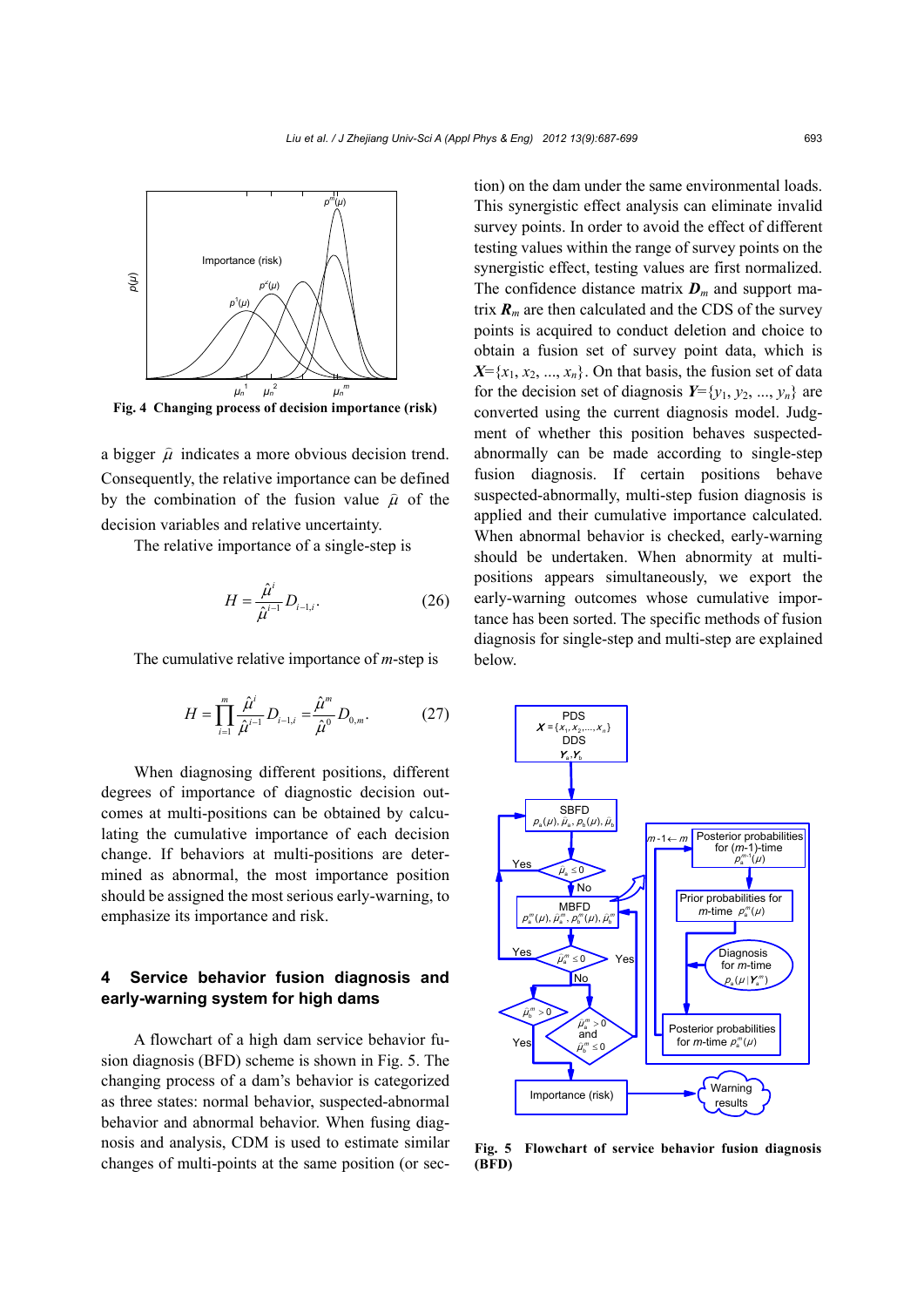Fig. 4 Changing process of decision importance (risk)

a bigger $\bar{\mu}$ indicates a more obvious decision trend. Consequently, the relative importance can be defined by the combination of the fusion value $\bar{\mu}$ of the decision variables and relative uncertainty.

The relative importance of a single-step is

$$H = \frac{\hat{\mu}^{i}}{\hat{\mu}^{i-1}} D_{i-1,i}. \tag{26}$$

The cumulative relative importance of $m$-step is

$$H = \prod_{i=1}^{m} \frac{\hat{\mu}^{i}}{\hat{\mu}^{i-1}} D_{i-1,i} = \frac{\hat{\mu}^{m}}{\hat{\mu}^{0}} D_{0,m}. \tag{27}$$

When diagnosing different positions, different degrees of importance of diagnostic decision outcomes at multi-positions can be obtained by calculating the cumulative importance of each decision change. If behaviors at multi-positions are determined as abnormal, the most importance position should be assigned the most serious early-warning, to emphasize its importance and risk.

## 4 Service behavior fusion diagnosis and early-warning system for high dams

A flowchart of a high dam service behavior fusion diagnosis (BFD) scheme is shown in Fig. 5. The changing process of a dam's behavior is categorized as three states: normal behavior, suspected-abnormal behavior and abnormal behavior. When fusing diagnosis and analysis, CDM is used to estimate similar changes of multi-points at the same position (or section) on the dam under the same environmental loads. This synergistic effect analysis can eliminate invalid survey points. In order to avoid the effect of different testing values within the range of survey points on the synergistic effect, testing values are first normalized. The confidence distance matrix $\boldsymbol{D}_m$ and support matrix $\boldsymbol{R}_m$ are then calculated and the CDS of the survey points is acquired to conduct deletion and choice to obtain a fusion set of survey point data, which is $\boldsymbol{X}=\{x_1, x_2, ..., x_n\}$. On that basis, the fusion set of data for the decision set of diagnosis $\boldsymbol{Y}=\{y_1, y_2, ..., y_n\}$ are converted using the current diagnosis model. Judgment of whether this position behaves suspected-abnormally can be made according to single-step fusion diagnosis. If certain positions behave suspected-abnormally, multi-step fusion diagnosis is applied and their cumulative importance calculated. When abnormal behavior is checked, early-warning should be undertaken. When abnormity at multi-positions appears simultaneously, we export the early-warning outcomes whose cumulative importance has been sorted. The specific methods of fusion diagnosis for single-step and multi-step are explained below.

Fig. 5 Flowchart of service behavior fusion diagnosis (BFD)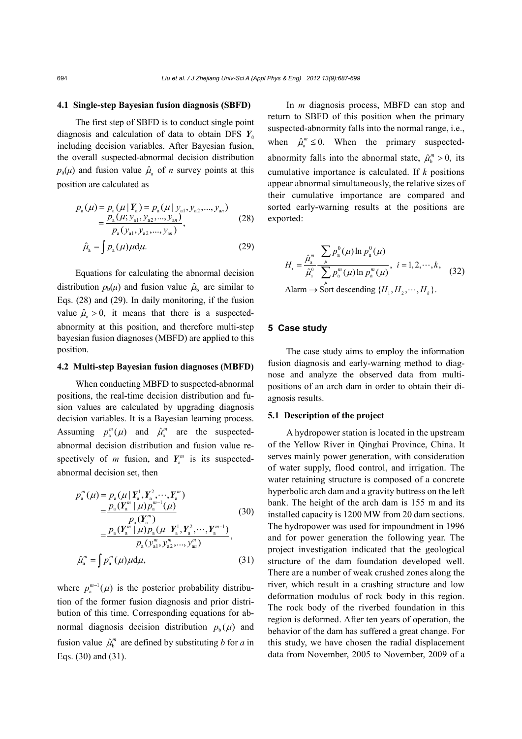### 4.1 Single-step Bayesian fusion diagnosis (SBFD)

The first step of SBFD is to conduct single point diagnosis and calculation of data to obtain DFS $\boldsymbol{Y}_{\mathrm{a}}$ including decision variables. After Bayesian fusion, the overall suspected-abnormal decision distribution $p_{\mathrm{a}}(\mu)$ and fusion value $\hat{\mu}_{\mathrm{a}}$ of $n$ survey points at this position are calculated as

$$
\begin{aligned}
p_{\mathrm{a}}(\mu) &= p_{\mathrm{a}}(\mu \mid \boldsymbol{Y}_{\mathrm{a}}) = p_{\mathrm{a}}(\mu \mid y_{\mathrm{a}1}, y_{\mathrm{a}2}, ..., y_{\mathrm{a}n}) \\
&= \frac{p_{\mathrm{a}}(\mu; y_{\mathrm{a}1}, y_{\mathrm{a}2}, ..., y_{\mathrm{a}n})}{p_{\mathrm{a}}(y_{\mathrm{a}1}, y_{\mathrm{a}2}, ..., y_{\mathrm{a}n})},
\end{aligned} \tag{28}
$$

$$
\hat{\mu}_{\mathrm{a}} = \int p_{\mathrm{a}}(\mu)\mu \mathrm{d}\mu. \tag{29}
$$

Equations for calculating the abnormal decision distribution $p_{\mathrm{b}}(\mu)$ and fusion value $\hat{\mu}_{\mathrm{b}}$ are similar to Eqs. (28) and (29). In daily monitoring, if the fusion value $\hat{\mu}_{\mathrm{a}} > 0$, it means that there is a suspected-abnormity at this position, and therefore multi-step bayesian fusion diagnoses (MBFD) are applied to this position.

### 4.2 Multi-step Bayesian fusion diagnoses (MBFD)

When conducting MBFD to suspected-abnormal positions, the real-time decision distribution and fusion values are calculated by upgrading diagnosis decision variables. It is a Bayesian learning process. Assuming $p_{\mathrm{a}}^{m}(\mu)$ and $\hat{\mu}_{\mathrm{a}}^{m}$ are the suspected-abnormal decision distribution and fusion value respectively of $m$ fusion, and $\boldsymbol{Y}_{\mathrm{a}}^{m}$ is its suspected-abnormal decision set, then

$$
\begin{aligned}
p_{\mathrm{a}}^{m}(\mu) &= p_{\mathrm{a}}(\mu \mid \boldsymbol{Y}_{\mathrm{a}}^{1}, \boldsymbol{Y}_{\mathrm{a}}^{2}, \cdots, \boldsymbol{Y}_{\mathrm{a}}^{m}) \\
&= \frac{p_{\mathrm{a}}(\boldsymbol{Y}_{\mathrm{a}}^{m} \mid \mu) p_{\mathrm{a}}^{m-1}(\mu)}{p_{\mathrm{a}}(\boldsymbol{Y}_{\mathrm{a}}^{m})} \\
&= \frac{p_{\mathrm{a}}(\boldsymbol{Y}_{\mathrm{a}}^{m} \mid \mu) p_{\mathrm{a}}(\mu \mid \boldsymbol{Y}_{\mathrm{a}}^{1}, \boldsymbol{Y}_{\mathrm{a}}^{2}, \cdots, \boldsymbol{Y}_{\mathrm{a}}^{m-1})}{p_{\mathrm{a}}(y_{\mathrm{a}1}^{m}, y_{\mathrm{a}2}^{m}, ..., y_{\mathrm{a}n}^{m})},
\end{aligned} \tag{30}
$$

$$
\hat{\mu}_{\mathrm{a}}^{m} = \int p_{\mathrm{a}}^{m}(\mu)\mu \mathrm{d}\mu, \tag{31}
$$

where $p_{\mathrm{a}}^{m-1}(\mu)$ is the posterior probability distribution of the former fusion diagnosis and prior distribution of this time. Corresponding equations for abnormal diagnosis decision distribution $p_{\mathrm{b}}(\mu)$ and fusion value $\hat{\mu}_{\mathrm{b}}^{m}$ are defined by substituting $b$ for $a$ in Eqs. (30) and (31).

In $m$ diagnosis process, MBFD can stop and return to SBFD of this position when the primary suspected-abnormity falls into the normal range, i.e., when $\hat{\mu}_{\mathrm{a}}^{m} \le 0$. When the primary suspected-abnormity falls into the abnormal state, $\hat{\mu}_{\mathrm{b}}^{m} > 0$, its cumulative importance is calculated. If $k$ positions appear abnormal simultaneously, the relative sizes of their cumulative importance are compared and sorted early-warning results at the positions are exported:

$$
\begin{aligned}
&H_i = \frac{\hat{\mu}_{\mathrm{a}}^{m}}{\hat{\mu}_{\mathrm{a}}^{0}} \cdot \frac{\sum_{\mu} p_{\mathrm{a}}^{0}(\mu) \ln p_{\mathrm{a}}^{0}(\mu)}{\sum_{\mu} p_{\mathrm{a}}^{m}(\mu) \ln p_{\mathrm{a}}^{m}(\mu)}, \; i = 1, 2, \cdots, k, \\
&\text{Alarm} \rightarrow \text{Sort descending } \{H_1, H_2, \cdots, H_k\}.
\end{aligned} \tag{32}
$$

## 5 Case study

The case study aims to employ the information fusion diagnosis and early-warning method to diagnose and analyze the observed data from multi-positions of an arch dam in order to obtain their diagnosis results.

### 5.1 Description of the project

A hydropower station is located in the upstream of the Yellow River in Qinghai Province, China. It serves mainly power generation, with consideration of water supply, flood control, and irrigation. The water retaining structure is composed of a concrete hyperbolic arch dam and a gravity buttress on the left bank. The height of the arch dam is 155 m and its installed capacity is 1200 MW from 20 dam sections. The hydropower was used for impoundment in 1996 and for power generation the following year. The project investigation indicated that the geological structure of the dam foundation developed well. There are a number of weak crushed zones along the river, which result in a crashing structure and low deformation modulus of rock body in this region. The rock body of the riverbed foundation in this region is deformed. After ten years of operation, the behavior of the dam has suffered a great change. For this study, we have chosen the radial displacement data from November, 2005 to November, 2009 of a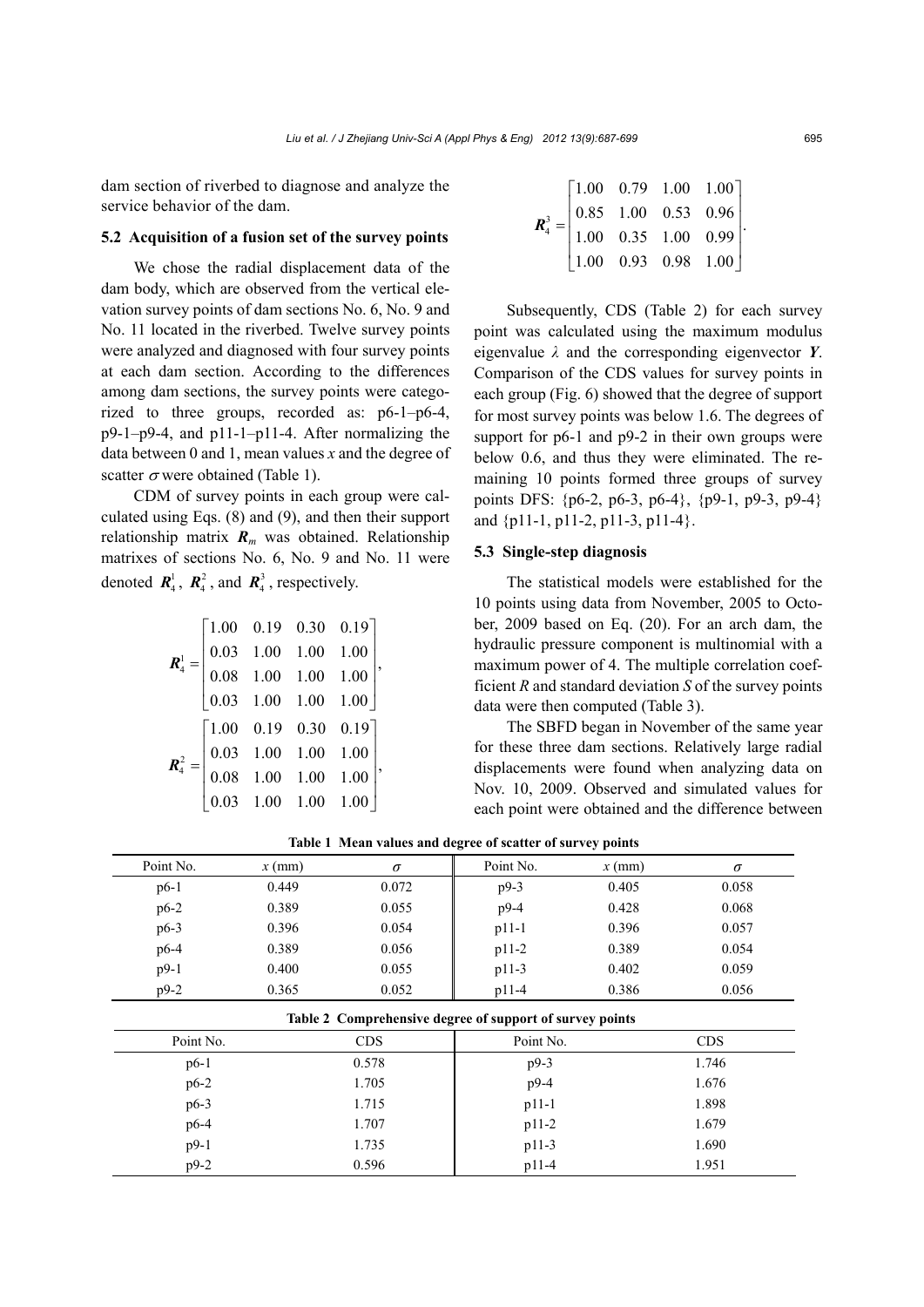dam section of riverbed to diagnose and analyze the service behavior of the dam.

### 5.2 Acquisition of a fusion set of the survey points

We chose the radial displacement data of the dam body, which are observed from the vertical elevation survey points of dam sections No. 6, No. 9 and No. 11 located in the riverbed. Twelve survey points were analyzed and diagnosed with four survey points at each dam section. According to the differences among dam sections, the survey points were categorized to three groups, recorded as: p6-1–p6-4, p9-1–p9-4, and p11-1–p11-4. After normalizing the data between 0 and 1, mean values $x$ and the degree of scatter $\sigma$ were obtained (Table 1).

CDM of survey points in each group were calculated using Eqs. (8) and (9), and then their support relationship matrix $\boldsymbol{R}_m$ was obtained. Relationship matrixes of sections No. 6, No. 9 and No. 11 were denoted $\boldsymbol{R}_4^1$, $\boldsymbol{R}_4^2$, and $\boldsymbol{R}_4^3$, respectively.

$$\boldsymbol{R}_4^1 = \begin{bmatrix} 1.00 & 0.19 & 0.30 & 0.19 \\ 0.03 & 1.00 & 1.00 & 1.00 \\ 0.08 & 1.00 & 1.00 & 1.00 \\ 0.03 & 1.00 & 1.00 & 1.00 \end{bmatrix},$$

$$\boldsymbol{R}_4^2 = \begin{bmatrix} 1.00 & 0.19 & 0.30 & 0.19 \\ 0.03 & 1.00 & 1.00 & 1.00 \\ 0.08 & 1.00 & 1.00 & 1.00 \\ 0.03 & 1.00 & 1.00 & 1.00 \end{bmatrix},$$

$$\boldsymbol{R}_4^3 = \begin{bmatrix} 1.00 & 0.79 & 1.00 & 1.00 \\ 0.85 & 1.00 & 0.53 & 0.96 \\ 1.00 & 0.35 & 1.00 & 0.99 \\ 1.00 & 0.93 & 0.98 & 1.00 \end{bmatrix}.$$

Subsequently, CDS (Table 2) for each survey point was calculated using the maximum modulus eigenvalue $\lambda$ and the corresponding eigenvector $\boldsymbol{Y}$. Comparison of the CDS values for survey points in each group (Fig. 6) showed that the degree of support for most survey points was below 1.6. The degrees of support for p6-1 and p9-2 in their own groups were below 0.6, and thus they were eliminated. The remaining 10 points formed three groups of survey points DFS: {p6-2, p6-3, p6-4}, {p9-1, p9-3, p9-4} and {p11-1, p11-2, p11-3, p11-4}.

### 5.3 Single-step diagnosis

The statistical models were established for the 10 points using data from November, 2005 to October, 2009 based on Eq. (20). For an arch dam, the hydraulic pressure component is multinomial with a maximum power of 4. The multiple correlation coefficient $R$ and standard deviation $S$ of the survey points data were then computed (Table 3).

The SBFD began in November of the same year for these three dam sections. Relatively large radial displacements were found when analyzing data on Nov. 10, 2009. Observed and simulated values for each point were obtained and the difference between

**Table 1 Mean values and degree of scatter of survey points**

| Point No. | $x$ (mm) | $\sigma$ | Point No. | $x$ (mm) | $\sigma$ |
|---|---|---|---|---|---|
| p6-1 | 0.449 | 0.072 | p9-3 | 0.405 | 0.058 |
| p6-2 | 0.389 | 0.055 | p9-4 | 0.428 | 0.068 |
| p6-3 | 0.396 | 0.054 | p11-1 | 0.396 | 0.057 |
| p6-4 | 0.389 | 0.056 | p11-2 | 0.389 | 0.054 |
| p9-1 | 0.400 | 0.055 | p11-3 | 0.402 | 0.059 |
| p9-2 | 0.365 | 0.052 | p11-4 | 0.386 | 0.056 |

**Table 2 Comprehensive degree of support of survey points**

| Point No. | CDS | Point No. | CDS |
|---|---|---|---|
| p6-1 | 0.578 | p9-3 | 1.746 |
| p6-2 | 1.705 | p9-4 | 1.676 |
| p6-3 | 1.715 | p11-1 | 1.898 |
| p6-4 | 1.707 | p11-2 | 1.679 |
| p9-1 | 1.735 | p11-3 | 1.690 |
| p9-2 | 0.596 | p11-4 | 1.951 |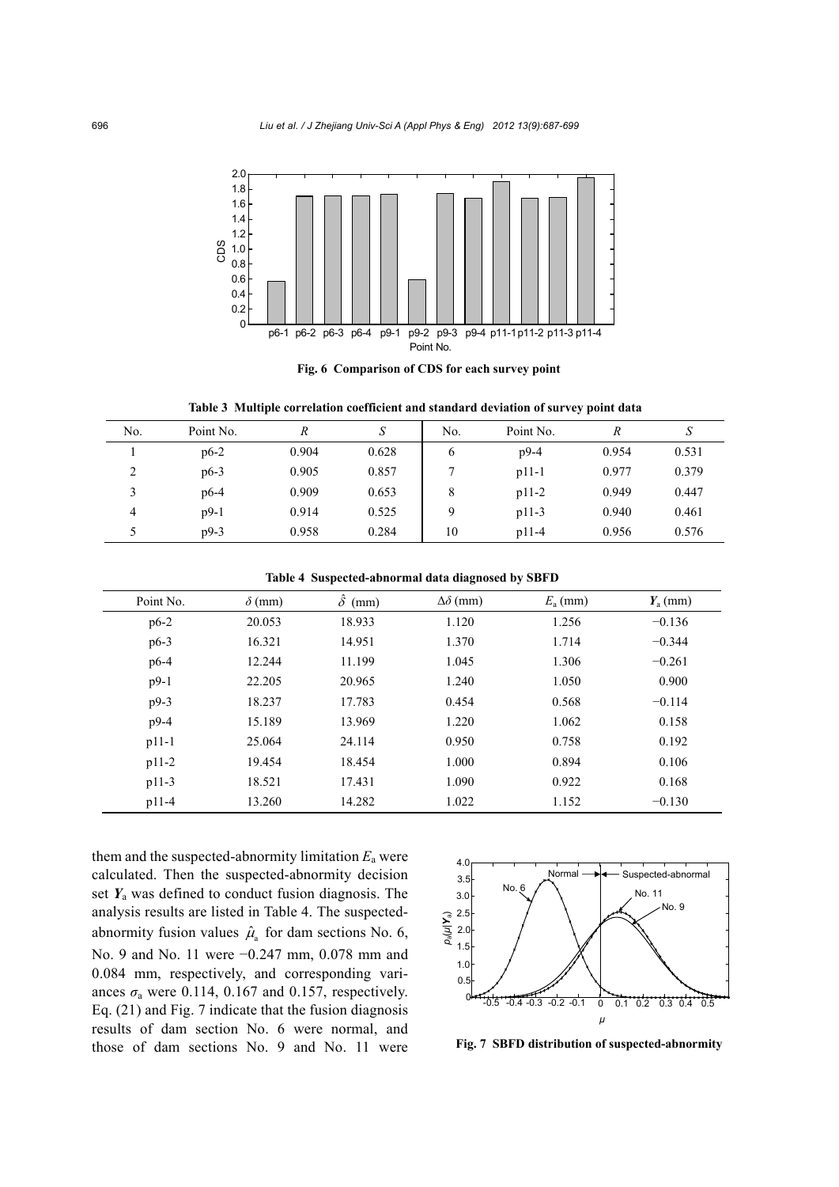Fig. 6 Comparison of CDS for each survey point

Table 3 Multiple correlation coefficient and standard deviation of survey point data

| No. | Point No. | $R$ | $S$ | No. | Point No. | $R$ | $S$ |
|---|---|---|---|---|---|---|---|
| 1 | p6-2 | 0.904 | 0.628 | 6 | p9-4 | 0.954 | 0.531 |
| 2 | p6-3 | 0.905 | 0.857 | 7 | p11-1 | 0.977 | 0.379 |
| 3 | p6-4 | 0.909 | 0.653 | 8 | p11-2 | 0.949 | 0.447 |
| 4 | p9-1 | 0.914 | 0.525 | 9 | p11-3 | 0.940 | 0.461 |
| 5 | p9-3 | 0.958 | 0.284 | 10 | p11-4 | 0.956 | 0.576 |

Table 4 Suspected-abnormal data diagnosed by SBFD

| Point No. | $\delta$ (mm) | $\hat{\delta}$ (mm) | $\Delta\delta$ (mm) | $E_a$ (mm) | $\boldsymbol{Y}_a$ (mm) |
|---|---|---|---|---|---|
| p6-2 | 20.053 | 18.933 | 1.120 | 1.256 | −0.136 |
| p6-3 | 16.321 | 14.951 | 1.370 | 1.714 | −0.344 |
| p6-4 | 12.244 | 11.199 | 1.045 | 1.306 | −0.261 |
| p9-1 | 22.205 | 20.965 | 1.240 | 1.050 | 0.900 |
| p9-3 | 18.237 | 17.783 | 0.454 | 0.568 | −0.114 |
| p9-4 | 15.189 | 13.969 | 1.220 | 1.062 | 0.158 |
| p11-1 | 25.064 | 24.114 | 0.950 | 0.758 | 0.192 |
| p11-2 | 19.454 | 18.454 | 1.000 | 0.894 | 0.106 |
| p11-3 | 18.521 | 17.431 | 1.090 | 0.922 | 0.168 |
| p11-4 | 13.260 | 14.282 | 1.022 | 1.152 | −0.130 |

them and the suspected-abnormity limitation $E_a$ were calculated. Then the suspected-abnormity decision set $\boldsymbol{Y}_a$ was defined to conduct fusion diagnosis. The analysis results are listed in Table 4. The suspected-abnormity fusion values $\hat{\mu}_a$ for dam sections No. 6, No. 9 and No. 11 were −0.247 mm, 0.078 mm and 0.084 mm, respectively, and corresponding variances $\sigma_a$ were 0.114, 0.167 and 0.157, respectively. Eq. (21) and Fig. 7 indicate that the fusion diagnosis results of dam section No. 6 were normal, and those of dam sections No. 9 and No. 11 were

Fig. 7 SBFD distribution of suspected-abnormity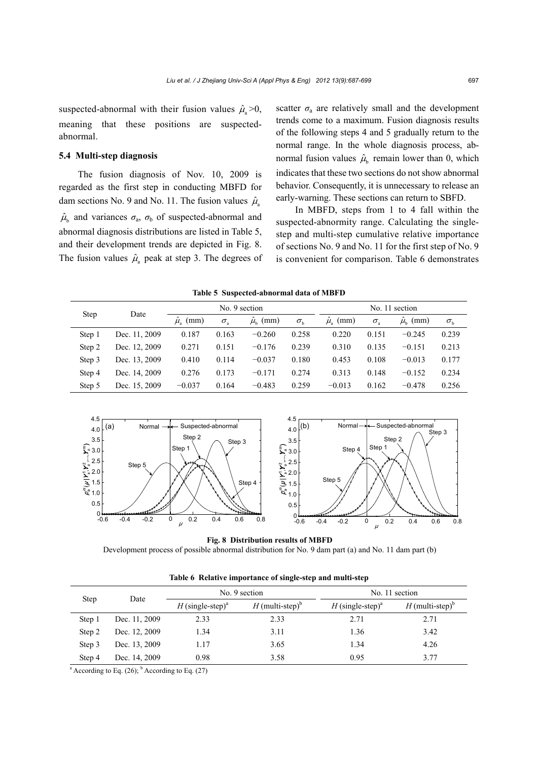suspected-abnormal with their fusion values $\hat{\mu}_a > 0$, meaning that these positions are suspected-abnormal.

### 5.4 Multi-step diagnosis

The fusion diagnosis of Nov. 10, 2009 is regarded as the first step in conducting MBFD for dam sections No. 9 and No. 11. The fusion values $\hat{\mu}_a$ $\hat{\mu}_b$ and variances $\sigma_a$, $\sigma_b$ of suspected-abnormal and abnormal diagnosis distributions are listed in Table 5, and their development trends are depicted in Fig. 8. The fusion values $\hat{\mu}_a$ peak at step 3. The degrees of scatter $\sigma_a$ are relatively small and the development trends come to a maximum. Fusion diagnosis results of the following steps 4 and 5 gradually return to the normal range. In the whole diagnosis process, abnormal fusion values $\hat{\mu}_b$ remain lower than 0, which indicates that these two sections do not show abnormal behavior. Consequently, it is unnecessary to release an early-warning. These sections can return to SBFD.

In MBFD, steps from 1 to 4 fall within the suspected-abnormity range. Calculating the single-step and multi-step cumulative relative importance of sections No. 9 and No. 11 for the first step of No. 9 is convenient for comparison. Table 6 demonstrates

**Table 5 Suspected-abnormal data of MBFD**

| Step | Date | No. 9 section | | | | No. 11 section | | | |
|---|---|---|---|---|---|---|---|---|---|
| | | $\hat{\mu}_a$ (mm) | $\sigma_a$ | $\hat{\mu}_b$ (mm) | $\sigma_b$ | $\hat{\mu}_a$ (mm) | $\sigma_a$ | $\hat{\mu}_b$ (mm) | $\sigma_b$ |
| Step 1 | Dec. 11, 2009 | 0.187 | 0.163 | −0.260 | 0.258 | 0.220 | 0.151 | −0.245 | 0.239 |
| Step 2 | Dec. 12, 2009 | 0.271 | 0.151 | −0.176 | 0.239 | 0.310 | 0.135 | −0.151 | 0.213 |
| Step 3 | Dec. 13, 2009 | 0.410 | 0.114 | −0.037 | 0.180 | 0.453 | 0.108 | −0.013 | 0.177 |
| Step 4 | Dec. 14, 2009 | 0.276 | 0.173 | −0.171 | 0.274 | 0.313 | 0.148 | −0.152 | 0.234 |
| Step 5 | Dec. 15, 2009 | −0.037 | 0.164 | −0.483 | 0.259 | −0.013 | 0.162 | −0.478 | 0.256 |

**Fig. 8 Distribution results of MBFD**
Development process of possible abnormal distribution for No. 9 dam part (a) and No. 11 dam part (b)

**Table 6 Relative importance of single-step and multi-step**

| Step | Date | No. 9 section | | No. 11 section | |
|---|---|---|---|---|---|
| | | $H$ (single-step)[a] | $H$ (multi-step)[b] | $H$ (single-step)[a] | $H$ (multi-step)[b] |
| Step 1 | Dec. 11, 2009 | 2.33 | 2.33 | 2.71 | 2.71 |
| Step 2 | Dec. 12, 2009 | 1.34 | 3.11 | 1.36 | 3.42 |
| Step 3 | Dec. 13, 2009 | 1.17 | 3.65 | 1.34 | 4.26 |
| Step 4 | Dec. 14, 2009 | 0.98 | 3.58 | 0.95 | 3.77 |

[a] According to Eq. (26); [b] According to Eq. (27)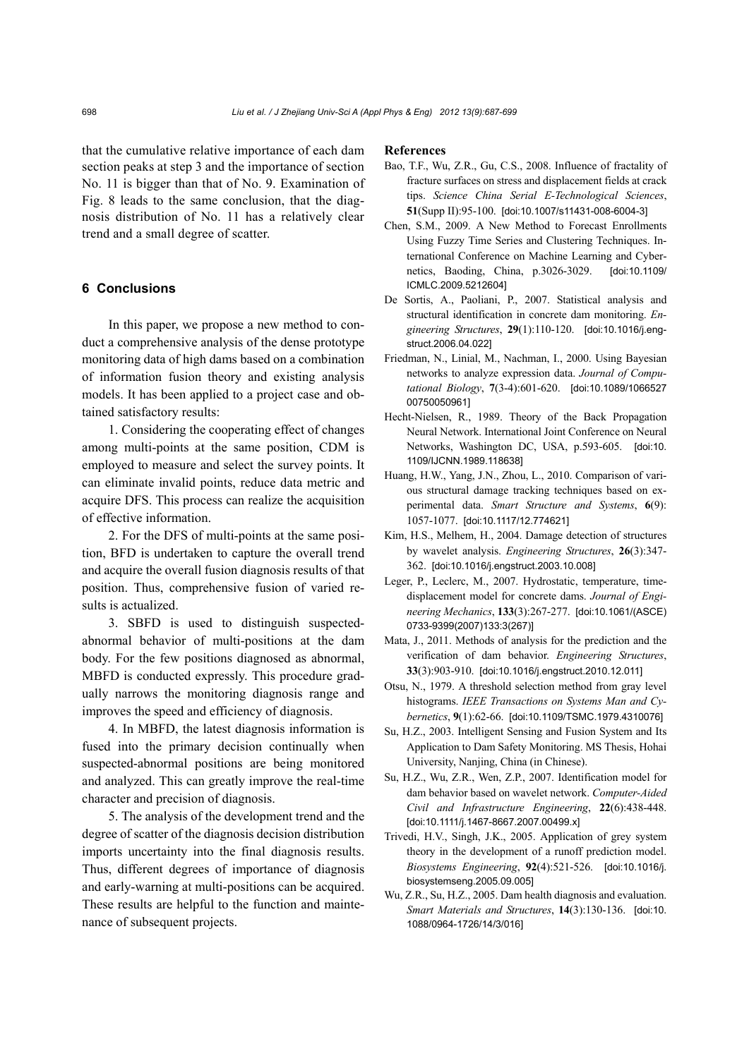that the cumulative relative importance of each dam section peaks at step 3 and the importance of section No. 11 is bigger than that of No. 9. Examination of Fig. 8 leads to the same conclusion, that the diagnosis distribution of No. 11 has a relatively clear trend and a small degree of scatter.

## 6 Conclusions

In this paper, we propose a new method to conduct a comprehensive analysis of the dense prototype monitoring data of high dams based on a combination of information fusion theory and existing analysis models. It has been applied to a project case and obtained satisfactory results:

1. Considering the cooperating effect of changes among multi-points at the same position, CDM is employed to measure and select the survey points. It can eliminate invalid points, reduce data metric and acquire DFS. This process can realize the acquisition of effective information.

2. For the DFS of multi-points at the same position, BFD is undertaken to capture the overall trend and acquire the overall fusion diagnosis results of that position. Thus, comprehensive fusion of varied results is actualized.

3. SBFD is used to distinguish suspected-abnormal behavior of multi-positions at the dam body. For the few positions diagnosed as abnormal, MBFD is conducted expressly. This procedure gradually narrows the monitoring diagnosis range and improves the speed and efficiency of diagnosis.

4. In MBFD, the latest diagnosis information is fused into the primary decision continually when suspected-abnormal positions are being monitored and analyzed. This can greatly improve the real-time character and precision of diagnosis.

5. The analysis of the development trend and the degree of scatter of the diagnosis decision distribution imports uncertainty into the final diagnosis results. Thus, different degrees of importance of diagnosis and early-warning at multi-positions can be acquired. These results are helpful to the function and maintenance of subsequent projects.

## References

Bao, T.F., Wu, Z.R., Gu, C.S., 2008. Influence of fractality of fracture surfaces on stress and displacement fields at crack tips. *Science China Serial E-Technological Sciences*, **51**(Supp II):95-100. [doi:10.1007/s11431-008-6004-3]

Chen, S.M., 2009. A New Method to Forecast Enrollments Using Fuzzy Time Series and Clustering Techniques. International Conference on Machine Learning and Cybernetics, Baoding, China, p.3026-3029. [doi:10.1109/ICMLC.2009.5212604]

De Sortis, A., Paoliani, P., 2007. Statistical analysis and structural identification in concrete dam monitoring. *Engineering Structures*, **29**(1):110-120. [doi:10.1016/j.engstruct.2006.04.022]

Friedman, N., Linial, M., Nachman, I., 2000. Using Bayesian networks to analyze expression data. *Journal of Computational Biology*, **7**(3-4):601-620. [doi:10.1089/106652700750050961]

Hecht-Nielsen, R., 1989. Theory of the Back Propagation Neural Network. International Joint Conference on Neural Networks, Washington DC, USA, p.593-605. [doi:10.1109/IJCNN.1989.118638]

Huang, H.W., Yang, J.N., Zhou, L., 2010. Comparison of various structural damage tracking techniques based on experimental data. *Smart Structure and Systems*, **6**(9):1057-1077. [doi:10.1117/12.774621]

Kim, H.S., Melhem, H., 2004. Damage detection of structures by wavelet analysis. *Engineering Structures*, **26**(3):347-362. [doi:10.1016/j.engstruct.2003.10.008]

Leger, P., Leclerc, M., 2007. Hydrostatic, temperature, time-displacement model for concrete dams. *Journal of Engineering Mechanics*, **133**(3):267-277. [doi:10.1061/(ASCE)0733-9399(2007)133:3(267)]

Mata, J., 2011. Methods of analysis for the prediction and the verification of dam behavior. *Engineering Structures*, **33**(3):903-910. [doi:10.1016/j.engstruct.2010.12.011]

Otsu, N., 1979. A threshold selection method from gray level histograms. *IEEE Transactions on Systems Man and Cybernetics*, **9**(1):62-66. [doi:10.1109/TSMC.1979.4310076]

Su, H.Z., 2003. Intelligent Sensing and Fusion System and Its Application to Dam Safety Monitoring. MS Thesis, Hohai University, Nanjing, China (in Chinese).

Su, H.Z., Wu, Z.R., Wen, Z.P., 2007. Identification model for dam behavior based on wavelet network. *Computer-Aided Civil and Infrastructure Engineering*, **22**(6):438-448. [doi:10.1111/j.1467-8667.2007.00499.x]

Trivedi, H.V., Singh, J.K., 2005. Application of grey system theory in the development of a runoff prediction model. *Biosystems Engineering*, **92**(4):521-526. [doi:10.1016/j.biosystemseng.2005.09.005]

Wu, Z.R., Su, H.Z., 2005. Dam health diagnosis and evaluation. *Smart Materials and Structures*, **14**(3):130-136. [doi:10.1088/0964-1726/14/3/016]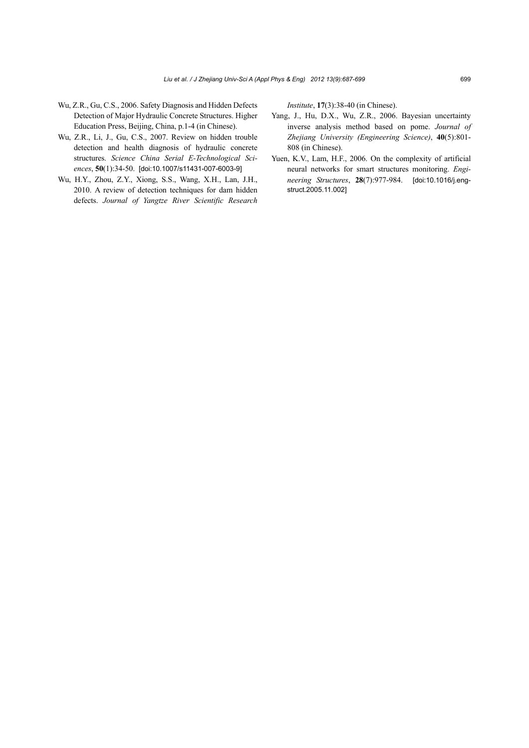Wu, Z.R., Gu, C.S., 2006. Safety Diagnosis and Hidden Defects Detection of Major Hydraulic Concrete Structures. Higher Education Press, Beijing, China, p.1-4 (in Chinese).

Wu, Z.R., Li, J., Gu, C.S., 2007. Review on hidden trouble detection and health diagnosis of hydraulic concrete structures. *Science China Serial E-Technological Sciences*, **50**(1):34-50. [doi:10.1007/s11431-007-6003-9]

Wu, H.Y., Zhou, Z.Y., Xiong, S.S., Wang, X.H., Lan, J.H., 2010. A review of detection techniques for dam hidden defects. *Journal of Yangtze River Scientific Research Institute*, **17**(3):38-40 (in Chinese).

Yang, J., Hu, D.X., Wu, Z.R., 2006. Bayesian uncertainty inverse analysis method based on pome. *Journal of Zhejiang University (Engineering Science)*, **40**(5):801-808 (in Chinese).

Yuen, K.V., Lam, H.F., 2006. On the complexity of artificial neural networks for smart structures monitoring. *Engineering Structures*, **28**(7):977-984. [doi:10.1016/j.engstruct.2005.11.002]